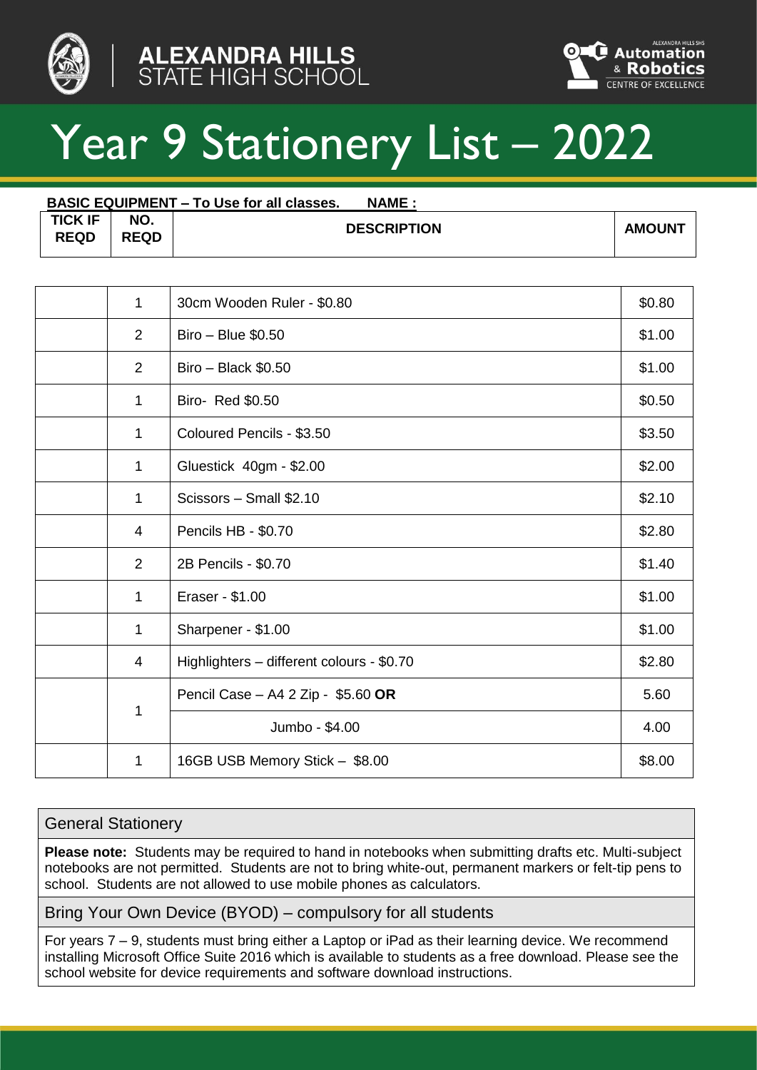ALEXANDRA HILLS STATE HIGH SCHOOL

Automation & Robotics CENTRE OF EXCELLENCE

# Year 9 Stationery List – 2022

**BASIC EQUIPMENT – To Use for all classes. NAME :**

| TICK IF REQD | NO. REQD | DESCRIPTION | AMOUNT |
|---|---|---|---|
| | 1 | 30cm Wooden Ruler - $0.80 | $0.80 |
| | 2 | Biro – Blue $0.50 | $1.00 |
| | 2 | Biro – Black $0.50 | $1.00 |
| | 1 | Biro- Red $0.50 | $0.50 |
| | 1 | Coloured Pencils - $3.50 | $3.50 |
| | 1 | Gluestick 40gm - $2.00 | $2.00 |
| | 1 | Scissors – Small $2.10 | $2.10 |
| | 4 | Pencils HB - $0.70 | $2.80 |
| | 2 | 2B Pencils - $0.70 | $1.40 |
| | 1 | Eraser - $1.00 | $1.00 |
| | 1 | Sharpener - $1.00 | $1.00 |
| | 4 | Highlighters – different colours - $0.70 | $2.80 |
| | 1 | Pencil Case – A4 2 Zip - $5.60 **OR** | 5.60 |
| | | Jumbo - $4.00 | 4.00 |
| | 1 | 16GB USB Memory Stick – $8.00 | $8.00 |

## General Stationery

**Please note:** Students may be required to hand in notebooks when submitting drafts etc. Multi-subject notebooks are not permitted. Students are not to bring white-out, permanent markers or felt-tip pens to school. Students are not allowed to use mobile phones as calculators.

## Bring Your Own Device (BYOD) – compulsory for all students

For years 7 – 9, students must bring either a Laptop or iPad as their learning device. We recommend installing Microsoft Office Suite 2016 which is available to students as a free download. Please see the school website for device requirements and software download instructions.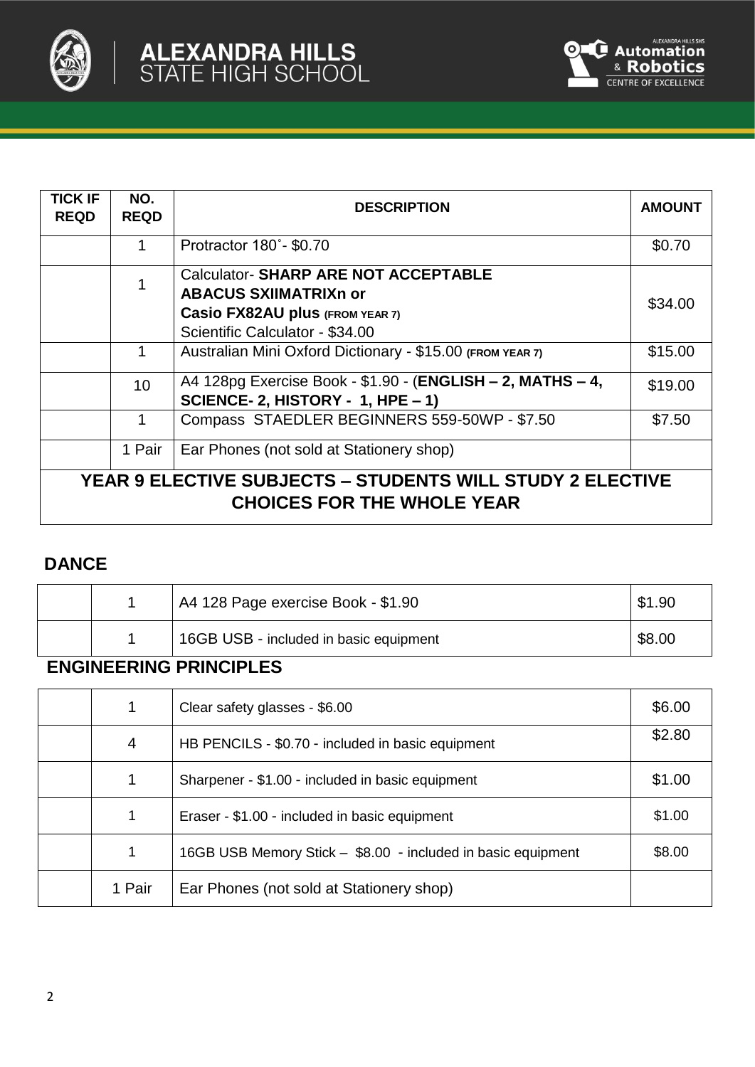| TICK IF REQD | NO. REQD | DESCRIPTION | AMOUNT |
|---|---|---|---|
| | 1 | Protractor 180˚- $0.70 | $0.70 |
| | 1 | Calculator- **SHARP ARE NOT ACCEPTABLE** **ABACUS SXIIMATRIXn or** **Casio FX82AU plus (FROM YEAR 7)** Scientific Calculator - $34.00 | $34.00 |
| | 1 | Australian Mini Oxford Dictionary - $15.00 **(FROM YEAR 7)** | $15.00 |
| | 10 | A4 128pg Exercise Book - $1.90 - (**ENGLISH – 2, MATHS – 4, SCIENCE- 2, HISTORY - 1, HPE – 1)** | $19.00 |
| | 1 | Compass STAEDLER BEGINNERS 559-50WP - $7.50 | $7.50 |
| | 1 Pair | Ear Phones (not sold at Stationery shop) | |

## YEAR 9 ELECTIVE SUBJECTS – STUDENTS WILL STUDY 2 ELECTIVE CHOICES FOR THE WHOLE YEAR

### DANCE

| | | | |
|---|---|---|---|
| | 1 | A4 128 Page exercise Book - $1.90 | $1.90 |
| | 1 | 16GB USB - included in basic equipment | $8.00 |

### ENGINEERING PRINCIPLES

| | | | |
|---|---|---|---|
| | 1 | Clear safety glasses - $6.00 | $6.00 |
| | 4 | HB PENCILS - $0.70 - included in basic equipment | $2.80 |
| | 1 | Sharpener - $1.00 - included in basic equipment | $1.00 |
| | 1 | Eraser - $1.00 - included in basic equipment | $1.00 |
| | 1 | 16GB USB Memory Stick – $8.00 - included in basic equipment | $8.00 |
| | 1 Pair | Ear Phones (not sold at Stationery shop) | |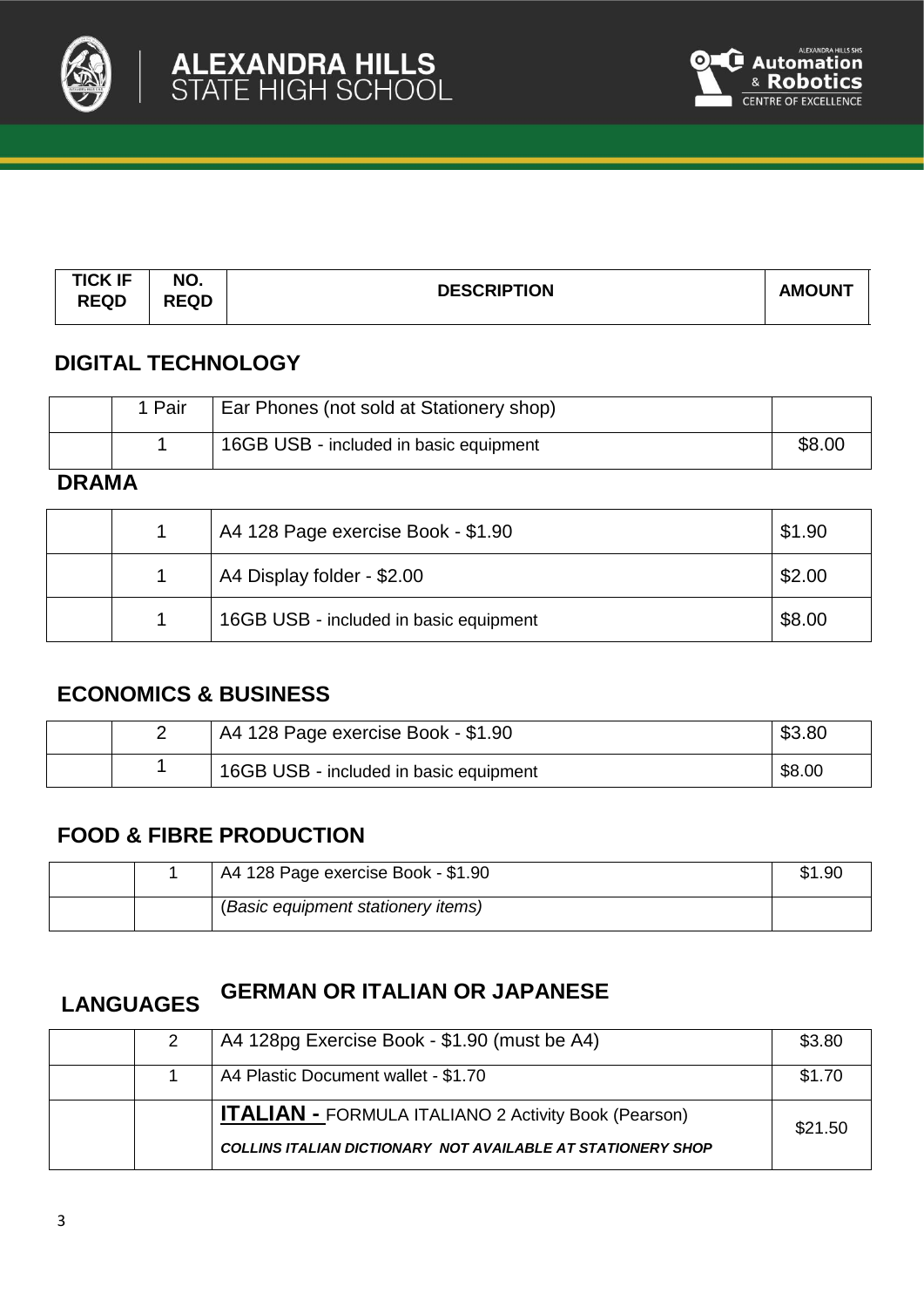| TICK IF REQD | NO. REQD | DESCRIPTION | AMOUNT |
|---|---|---|---|

## DIGITAL TECHNOLOGY

| | | | |
|---|---|---|---|
| | 1 Pair | Ear Phones (not sold at Stationery shop) | |
| | 1 | 16GB USB - included in basic equipment | $8.00 |

## DRAMA

| | | | |
|---|---|---|---|
| | 1 | A4 128 Page exercise Book - $1.90 | $1.90 |
| | 1 | A4 Display folder - $2.00 | $2.00 |
| | 1 | 16GB USB - included in basic equipment | $8.00 |

## ECONOMICS & BUSINESS

| | | | |
|---|---|---|---|
| | 2 | A4 128 Page exercise Book - $1.90 | $3.80 |
| | 1 | 16GB USB - included in basic equipment | $8.00 |

## FOOD & FIBRE PRODUCTION

| | | | |
|---|---|---|---|
| | 1 | A4 128 Page exercise Book - $1.90 | $1.90 |
| | | (*Basic equipment stationery items)* | |

## LANGUAGES

### GERMAN OR ITALIAN OR JAPANESE

| | | | |
|---|---|---|---|
| | 2 | A4 128pg Exercise Book - $1.90 (must be A4) | $3.80 |
| | 1 | A4 Plastic Document wallet - $1.70 | $1.70 |
| | | **ITALIAN -** FORMULA ITALIANO 2 Activity Book (Pearson) ***COLLINS ITALIAN DICTIONARY NOT AVAILABLE AT STATIONERY SHOP*** | $21.50 |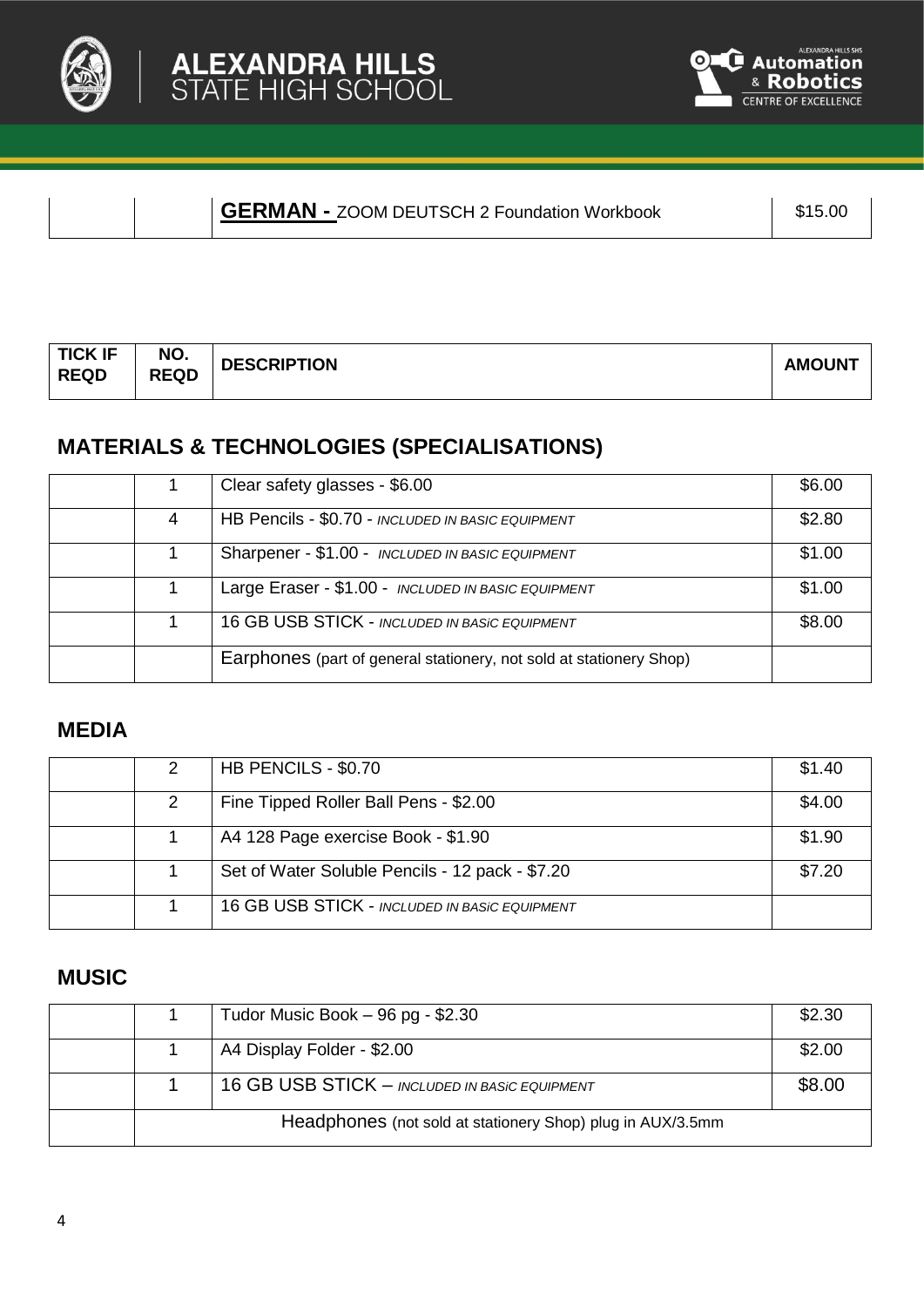| | | **GERMAN -** ZOOM DEUTSCH 2 Foundation Workbook | $15.00 |
|---|---|---|---|

| TICK IF REQD | NO. REQD | DESCRIPTION | AMOUNT |
|---|---|---|---|

## MATERIALS & TECHNOLOGIES (SPECIALISATIONS)

| | | | |
|---|---|---|---|
| | 1 | Clear safety glasses - $6.00 | $6.00 |
| | 4 | HB Pencils - $0.70 - *INCLUDED IN BASIC EQUIPMENT* | $2.80 |
| | 1 | Sharpener - $1.00 - *INCLUDED IN BASIC EQUIPMENT* | $1.00 |
| | 1 | Large Eraser - $1.00 - *INCLUDED IN BASIC EQUIPMENT* | $1.00 |
| | 1 | 16 GB USB STICK - *INCLUDED IN BASiC EQUIPMENT* | $8.00 |
| | | Earphones (part of general stationery, not sold at stationery Shop) | |

## MEDIA

| | | | |
|---|---|---|---|
| | 2 | HB PENCILS - $0.70 | $1.40 |
| | 2 | Fine Tipped Roller Ball Pens - $2.00 | $4.00 |
| | 1 | A4 128 Page exercise Book - $1.90 | $1.90 |
| | 1 | Set of Water Soluble Pencils - 12 pack - $7.20 | $7.20 |
| | 1 | 16 GB USB STICK - *INCLUDED IN BASiC EQUIPMENT* | |

## MUSIC

| | | | |
|---|---|---|---|
| | 1 | Tudor Music Book – 96 pg - $2.30 | $2.30 |
| | 1 | A4 Display Folder - $2.00 | $2.00 |
| | 1 | 16 GB USB STICK – *INCLUDED IN BASiC EQUIPMENT* | $8.00 |
| | Headphones (not sold at stationery Shop) plug in AUX/3.5mm | | |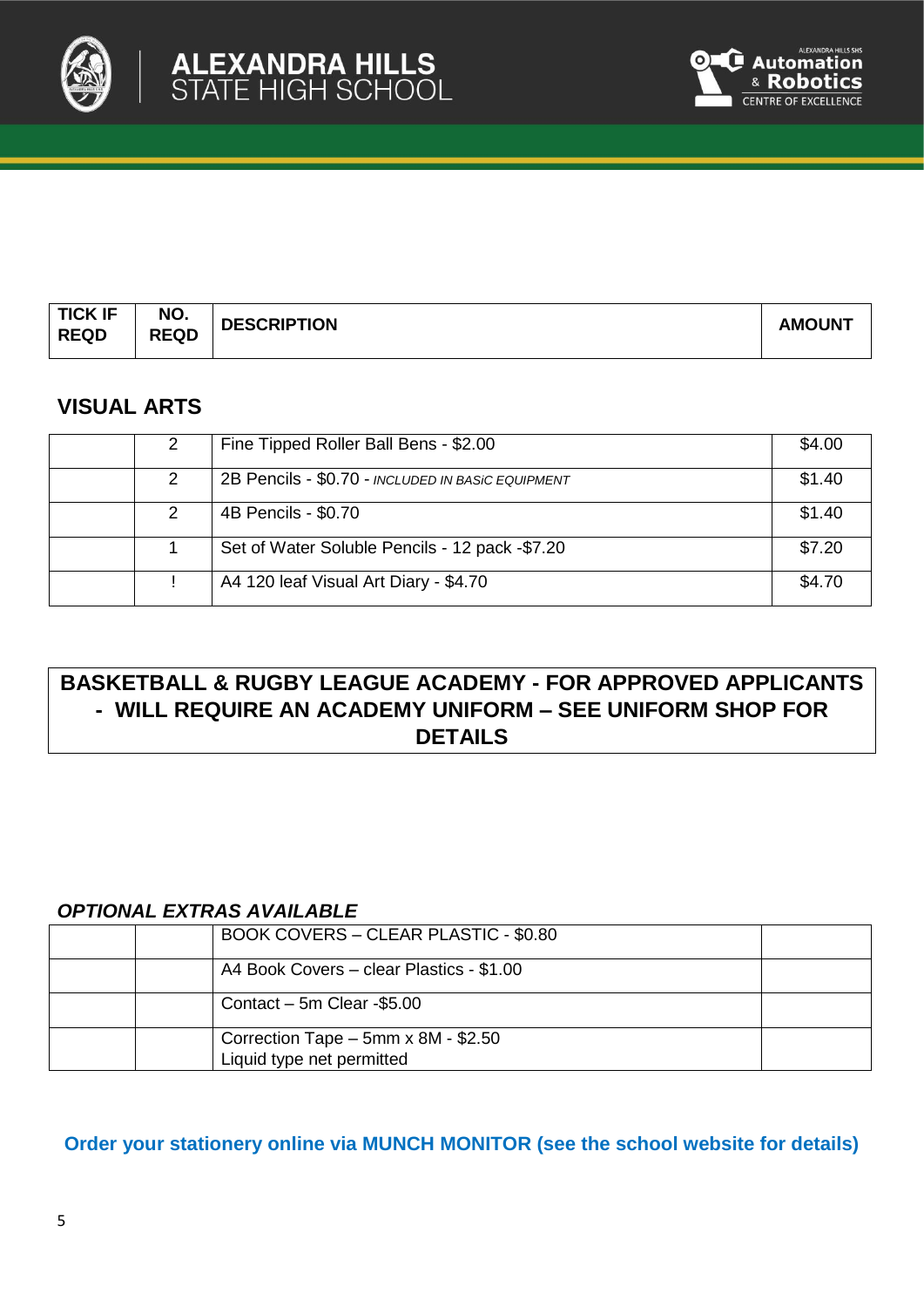| TICK IF REQD | NO. REQD | DESCRIPTION | AMOUNT |
|---|---|---|---|

## VISUAL ARTS

| TICK IF REQD | NO. REQD | DESCRIPTION | AMOUNT |
|---|---|---|---|
| | 2 | Fine Tipped Roller Ball Bens - $2.00 | $4.00 |
| | 2 | 2B Pencils - $0.70 - *INCLUDED IN BASiC EQUIPMENT* | $1.40 |
| | 2 | 4B Pencils - $0.70 | $1.40 |
| | 1 | Set of Water Soluble Pencils - 12 pack -$7.20 | $7.20 |
| | ! | A4 120 leaf Visual Art Diary - $4.70 | $4.70 |

**BASKETBALL & RUGBY LEAGUE ACADEMY - FOR APPROVED APPLICANTS - WILL REQUIRE AN ACADEMY UNIFORM – SEE UNIFORM SHOP FOR DETAILS**

### *OPTIONAL EXTRAS AVAILABLE*

| | | | |
|---|---|---|---|
| | | BOOK COVERS – CLEAR PLASTIC - $0.80 | |
| | | A4 Book Covers – clear Plastics - $1.00 | |
| | | Contact – 5m Clear -$5.00 | |
| | | Correction Tape – 5mm x 8M - $2.50<br>Liquid type net permitted | |

**Order your stationery online via MUNCH MONITOR (see the school website for details)**